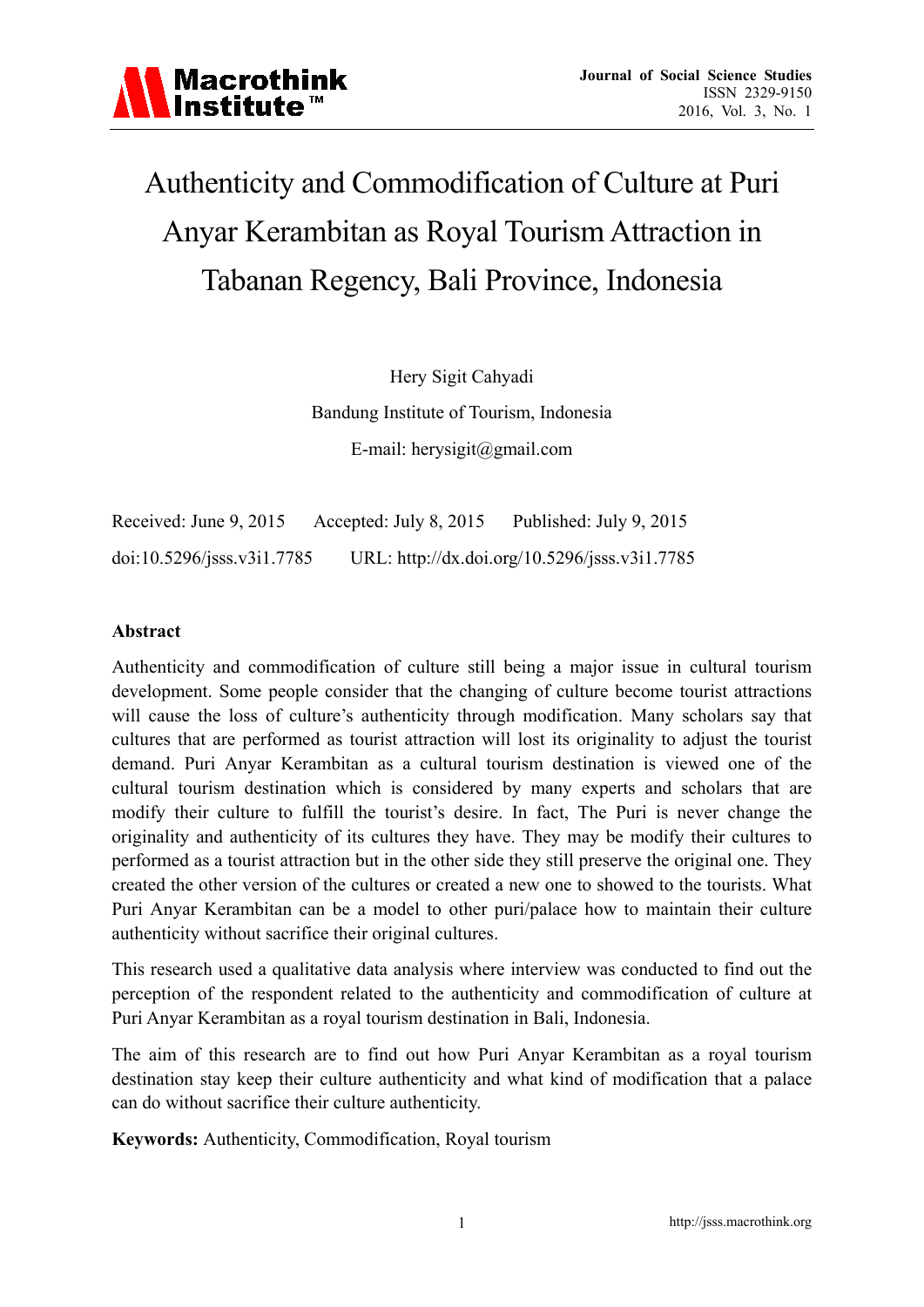# Authenticity and Commodification of Culture at Puri Anyar Kerambitan as Royal Tourism Attraction in Tabanan Regency, Bali Province, Indonesia

Hery Sigit Cahyadi

Bandung Institute of Tourism, Indonesia

E-mail: herysigit@gmail.com

Received: June 9, 2015 Accepted: July 8, 2015 Published: July 9, 2015

doi:10.5296/jsss.v3i1.7785 URL: http://dx.doi.org/10.5296/jsss.v3i1.7785

## Abstract

Authenticity and commodification of culture still being a major issue in cultural tourism development. Some people consider that the changing of culture become tourist attractions will cause the loss of culture's authenticity through modification. Many scholars say that cultures that are performed as tourist attraction will lost its originality to adjust the tourist demand. Puri Anyar Kerambitan as a cultural tourism destination is viewed one of the cultural tourism destination which is considered by many experts and scholars that are modify their culture to fulfill the tourist's desire. In fact, The Puri is never change the originality and authenticity of its cultures they have. They may be modify their cultures to performed as a tourist attraction but in the other side they still preserve the original one. They created the other version of the cultures or created a new one to showed to the tourists. What Puri Anyar Kerambitan can be a model to other puri/palace how to maintain their culture authenticity without sacrifice their original cultures.

This research used a qualitative data analysis where interview was conducted to find out the perception of the respondent related to the authenticity and commodification of culture at Puri Anyar Kerambitan as a royal tourism destination in Bali, Indonesia.

The aim of this research are to find out how Puri Anyar Kerambitan as a royal tourism destination stay keep their culture authenticity and what kind of modification that a palace can do without sacrifice their culture authenticity.

**Keywords:** Authenticity, Commodification, Royal tourism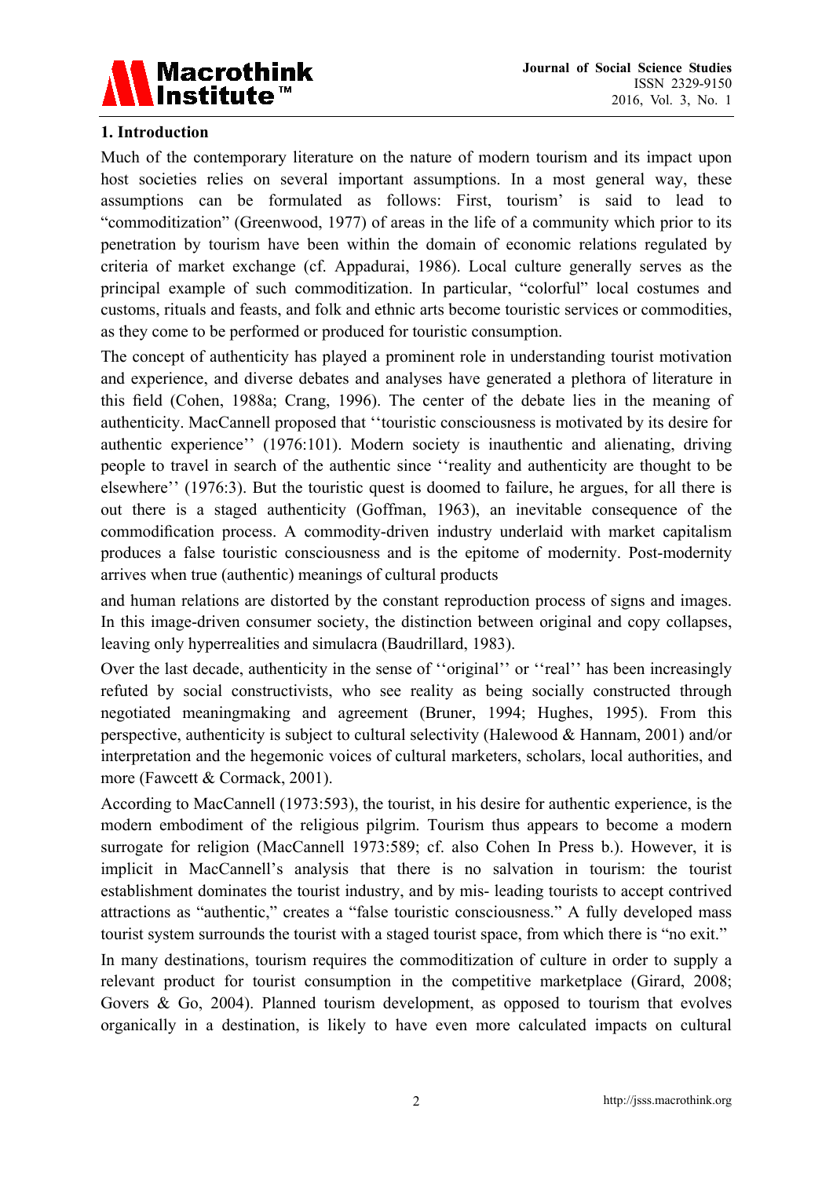## 1. Introduction

Much of the contemporary literature on the nature of modern tourism and its impact upon host societies relies on several important assumptions. In a most general way, these assumptions can be formulated as follows: First, tourism' is said to lead to "commoditization" (Greenwood, 1977) of areas in the life of a community which prior to its penetration by tourism have been within the domain of economic relations regulated by criteria of market exchange (cf. Appadurai, 1986). Local culture generally serves as the principal example of such commoditization. In particular, "colorful" local costumes and customs, rituals and feasts, and folk and ethnic arts become touristic services or commodities, as they come to be performed or produced for touristic consumption.

The concept of authenticity has played a prominent role in understanding tourist motivation and experience, and diverse debates and analyses have generated a plethora of literature in this field (Cohen, 1988a; Crang, 1996). The center of the debate lies in the meaning of authenticity. MacCannell proposed that ''touristic consciousness is motivated by its desire for authentic experience'' (1976:101). Modern society is inauthentic and alienating, driving people to travel in search of the authentic since ''reality and authenticity are thought to be elsewhere'' (1976:3). But the touristic quest is doomed to failure, he argues, for all there is out there is a staged authenticity (Goffman, 1963), an inevitable consequence of the commodification process. A commodity-driven industry underlaid with market capitalism produces a false touristic consciousness and is the epitome of modernity. Post-modernity arrives when true (authentic) meanings of cultural products

and human relations are distorted by the constant reproduction process of signs and images. In this image-driven consumer society, the distinction between original and copy collapses, leaving only hyperrealities and simulacra (Baudrillard, 1983).

Over the last decade, authenticity in the sense of ''original'' or ''real'' has been increasingly refuted by social constructivists, who see reality as being socially constructed through negotiated meaningmaking and agreement (Bruner, 1994; Hughes, 1995). From this perspective, authenticity is subject to cultural selectivity (Halewood & Hannam, 2001) and/or interpretation and the hegemonic voices of cultural marketers, scholars, local authorities, and more (Fawcett & Cormack, 2001).

According to MacCannell (1973:593), the tourist, in his desire for authentic experience, is the modern embodiment of the religious pilgrim. Tourism thus appears to become a modern surrogate for religion (MacCannell 1973:589; cf. also Cohen In Press b.). However, it is implicit in MacCannell's analysis that there is no salvation in tourism: the tourist establishment dominates the tourist industry, and by mis- leading tourists to accept contrived attractions as "authentic," creates a "false touristic consciousness." A fully developed mass tourist system surrounds the tourist with a staged tourist space, from which there is "no exit."

In many destinations, tourism requires the commoditization of culture in order to supply a relevant product for tourist consumption in the competitive marketplace (Girard, 2008; Govers & Go, 2004). Planned tourism development, as opposed to tourism that evolves organically in a destination, is likely to have even more calculated impacts on cultural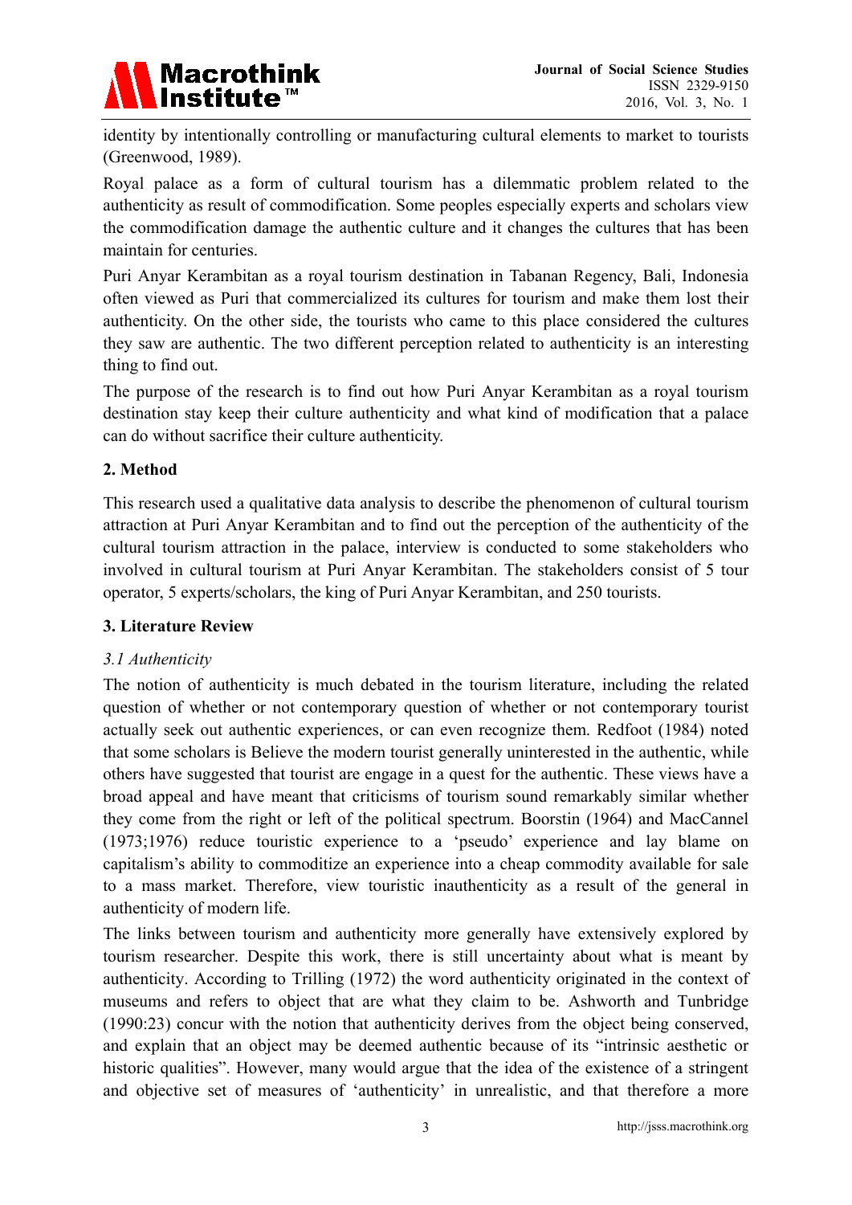identity by intentionally controlling or manufacturing cultural elements to market to tourists (Greenwood, 1989).

Royal palace as a form of cultural tourism has a dilemmatic problem related to the authenticity as result of commodification. Some peoples especially experts and scholars view the commodification damage the authentic culture and it changes the cultures that has been maintain for centuries.

Puri Anyar Kerambitan as a royal tourism destination in Tabanan Regency, Bali, Indonesia often viewed as Puri that commercialized its cultures for tourism and make them lost their authenticity. On the other side, the tourists who came to this place considered the cultures they saw are authentic. The two different perception related to authenticity is an interesting thing to find out.

The purpose of the research is to find out how Puri Anyar Kerambitan as a royal tourism destination stay keep their culture authenticity and what kind of modification that a palace can do without sacrifice their culture authenticity.

## 2. Method

This research used a qualitative data analysis to describe the phenomenon of cultural tourism attraction at Puri Anyar Kerambitan and to find out the perception of the authenticity of the cultural tourism attraction in the palace, interview is conducted to some stakeholders who involved in cultural tourism at Puri Anyar Kerambitan. The stakeholders consist of 5 tour operator, 5 experts/scholars, the king of Puri Anyar Kerambitan, and 250 tourists.

## 3. Literature Review

### *3.1 Authenticity*

The notion of authenticity is much debated in the tourism literature, including the related question of whether or not contemporary question of whether or not contemporary tourist actually seek out authentic experiences, or can even recognize them. Redfoot (1984) noted that some scholars is Believe the modern tourist generally uninterested in the authentic, while others have suggested that tourist are engage in a quest for the authentic. These views have a broad appeal and have meant that criticisms of tourism sound remarkably similar whether they come from the right or left of the political spectrum. Boorstin (1964) and MacCannel (1973;1976) reduce touristic experience to a 'pseudo' experience and lay blame on capitalism's ability to commoditize an experience into a cheap commodity available for sale to a mass market. Therefore, view touristic inauthenticity as a result of the general in authenticity of modern life.

The links between tourism and authenticity more generally have extensively explored by tourism researcher. Despite this work, there is still uncertainty about what is meant by authenticity. According to Trilling (1972) the word authenticity originated in the context of museums and refers to object that are what they claim to be. Ashworth and Tunbridge (1990:23) concur with the notion that authenticity derives from the object being conserved, and explain that an object may be deemed authentic because of its "intrinsic aesthetic or historic qualities". However, many would argue that the idea of the existence of a stringent and objective set of measures of 'authenticity' in unrealistic, and that therefore a more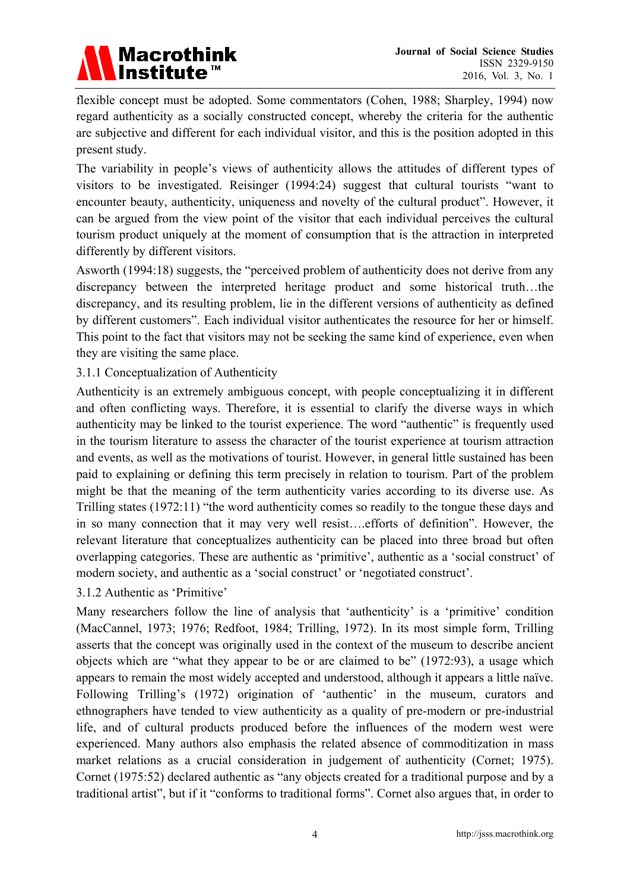flexible concept must be adopted. Some commentators (Cohen, 1988; Sharpley, 1994) now regard authenticity as a socially constructed concept, whereby the criteria for the authentic are subjective and different for each individual visitor, and this is the position adopted in this present study.

The variability in people's views of authenticity allows the attitudes of different types of visitors to be investigated. Reisinger (1994:24) suggest that cultural tourists "want to encounter beauty, authenticity, uniqueness and novelty of the cultural product". However, it can be argued from the view point of the visitor that each individual perceives the cultural tourism product uniquely at the moment of consumption that is the attraction in interpreted differently by different visitors.

Asworth (1994:18) suggests, the "perceived problem of authenticity does not derive from any discrepancy between the interpreted heritage product and some historical truth…the discrepancy, and its resulting problem, lie in the different versions of authenticity as defined by different customers". Each individual visitor authenticates the resource for her or himself. This point to the fact that visitors may not be seeking the same kind of experience, even when they are visiting the same place.

### 3.1.1 Conceptualization of Authenticity

Authenticity is an extremely ambiguous concept, with people conceptualizing it in different and often conflicting ways. Therefore, it is essential to clarify the diverse ways in which authenticity may be linked to the tourist experience. The word "authentic" is frequently used in the tourism literature to assess the character of the tourist experience at tourism attraction and events, as well as the motivations of tourist. However, in general little sustained has been paid to explaining or defining this term precisely in relation to tourism. Part of the problem might be that the meaning of the term authenticity varies according to its diverse use. As Trilling states (1972:11) "the word authenticity comes so readily to the tongue these days and in so many connection that it may very well resist….efforts of definition". However, the relevant literature that conceptualizes authenticity can be placed into three broad but often overlapping categories. These are authentic as 'primitive', authentic as a 'social construct' of modern society, and authentic as a 'social construct' or 'negotiated construct'.

### 3.1.2 Authentic as 'Primitive'

Many researchers follow the line of analysis that 'authenticity' is a 'primitive' condition (MacCannel, 1973; 1976; Redfoot, 1984; Trilling, 1972). In its most simple form, Trilling asserts that the concept was originally used in the context of the museum to describe ancient objects which are "what they appear to be or are claimed to be" (1972:93), a usage which appears to remain the most widely accepted and understood, although it appears a little naïve. Following Trilling's (1972) origination of 'authentic' in the museum, curators and ethnographers have tended to view authenticity as a quality of pre-modern or pre-industrial life, and of cultural products produced before the influences of the modern west were experienced. Many authors also emphasis the related absence of commoditization in mass market relations as a crucial consideration in judgement of authenticity (Cornet; 1975). Cornet (1975:52) declared authentic as "any objects created for a traditional purpose and by a traditional artist", but if it "conforms to traditional forms". Cornet also argues that, in order to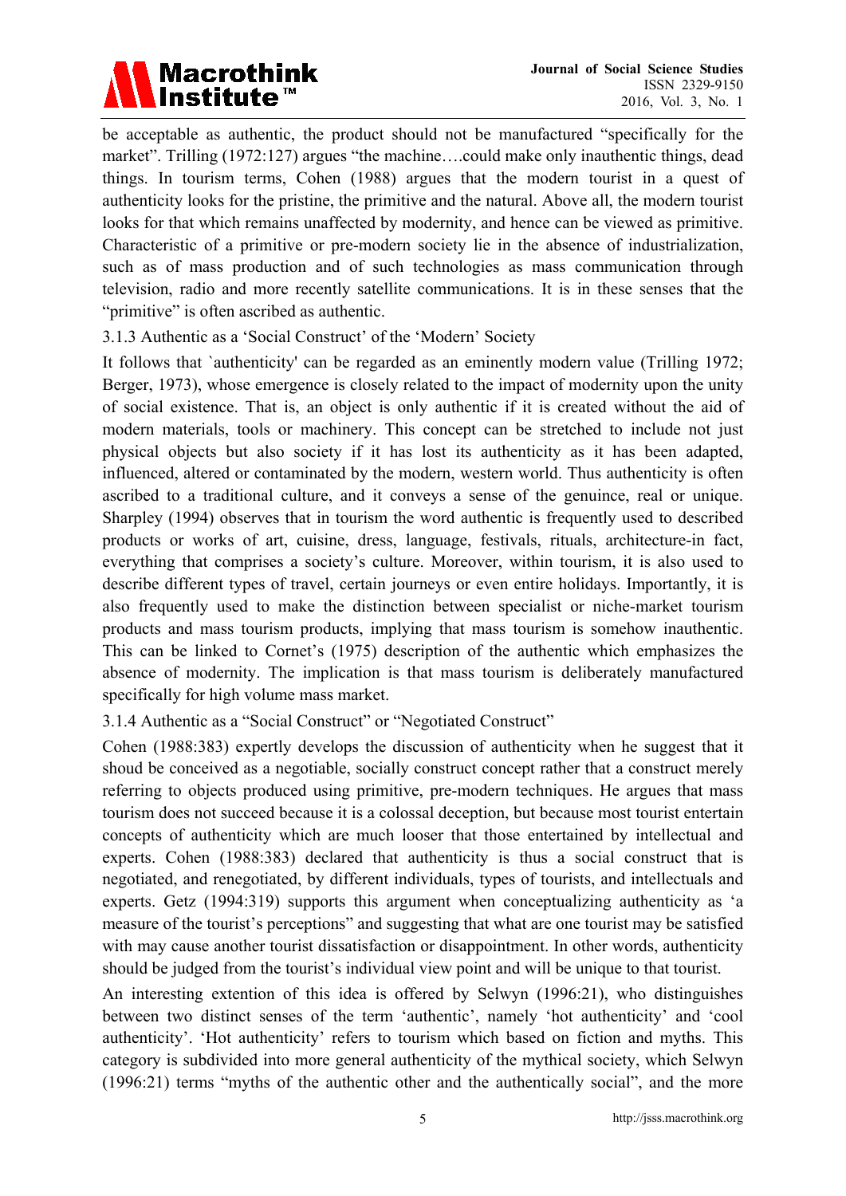be acceptable as authentic, the product should not be manufactured "specifically for the market". Trilling (1972:127) argues "the machine….could make only inauthentic things, dead things. In tourism terms, Cohen (1988) argues that the modern tourist in a quest of authenticity looks for the pristine, the primitive and the natural. Above all, the modern tourist looks for that which remains unaffected by modernity, and hence can be viewed as primitive. Characteristic of a primitive or pre-modern society lie in the absence of industrialization, such as of mass production and of such technologies as mass communication through television, radio and more recently satellite communications. It is in these senses that the "primitive" is often ascribed as authentic.

### 3.1.3 Authentic as a 'Social Construct' of the 'Modern' Society

It follows that `authenticity' can be regarded as an eminently modern value (Trilling 1972; Berger, 1973), whose emergence is closely related to the impact of modernity upon the unity of social existence. That is, an object is only authentic if it is created without the aid of modern materials, tools or machinery. This concept can be stretched to include not just physical objects but also society if it has lost its authenticity as it has been adapted, influenced, altered or contaminated by the modern, western world. Thus authenticity is often ascribed to a traditional culture, and it conveys a sense of the genuince, real or unique. Sharpley (1994) observes that in tourism the word authentic is frequently used to described products or works of art, cuisine, dress, language, festivals, rituals, architecture-in fact, everything that comprises a society's culture. Moreover, within tourism, it is also used to describe different types of travel, certain journeys or even entire holidays. Importantly, it is also frequently used to make the distinction between specialist or niche-market tourism products and mass tourism products, implying that mass tourism is somehow inauthentic. This can be linked to Cornet's (1975) description of the authentic which emphasizes the absence of modernity. The implication is that mass tourism is deliberately manufactured specifically for high volume mass market.

### 3.1.4 Authentic as a "Social Construct" or "Negotiated Construct"

Cohen (1988:383) expertly develops the discussion of authenticity when he suggest that it shoud be conceived as a negotiable, socially construct concept rather that a construct merely referring to objects produced using primitive, pre-modern techniques. He argues that mass tourism does not succeed because it is a colossal deception, but because most tourist entertain concepts of authenticity which are much looser that those entertained by intellectual and experts. Cohen (1988:383) declared that authenticity is thus a social construct that is negotiated, and renegotiated, by different individuals, types of tourists, and intellectuals and experts. Getz (1994:319) supports this argument when conceptualizing authenticity as 'a measure of the tourist's perceptions" and suggesting that what are one tourist may be satisfied with may cause another tourist dissatisfaction or disappointment. In other words, authenticity should be judged from the tourist's individual view point and will be unique to that tourist.

An interesting extention of this idea is offered by Selwyn (1996:21), who distinguishes between two distinct senses of the term 'authentic', namely 'hot authenticity' and 'cool authenticity'. 'Hot authenticity' refers to tourism which based on fiction and myths. This category is subdivided into more general authenticity of the mythical society, which Selwyn (1996:21) terms "myths of the authentic other and the authentically social", and the more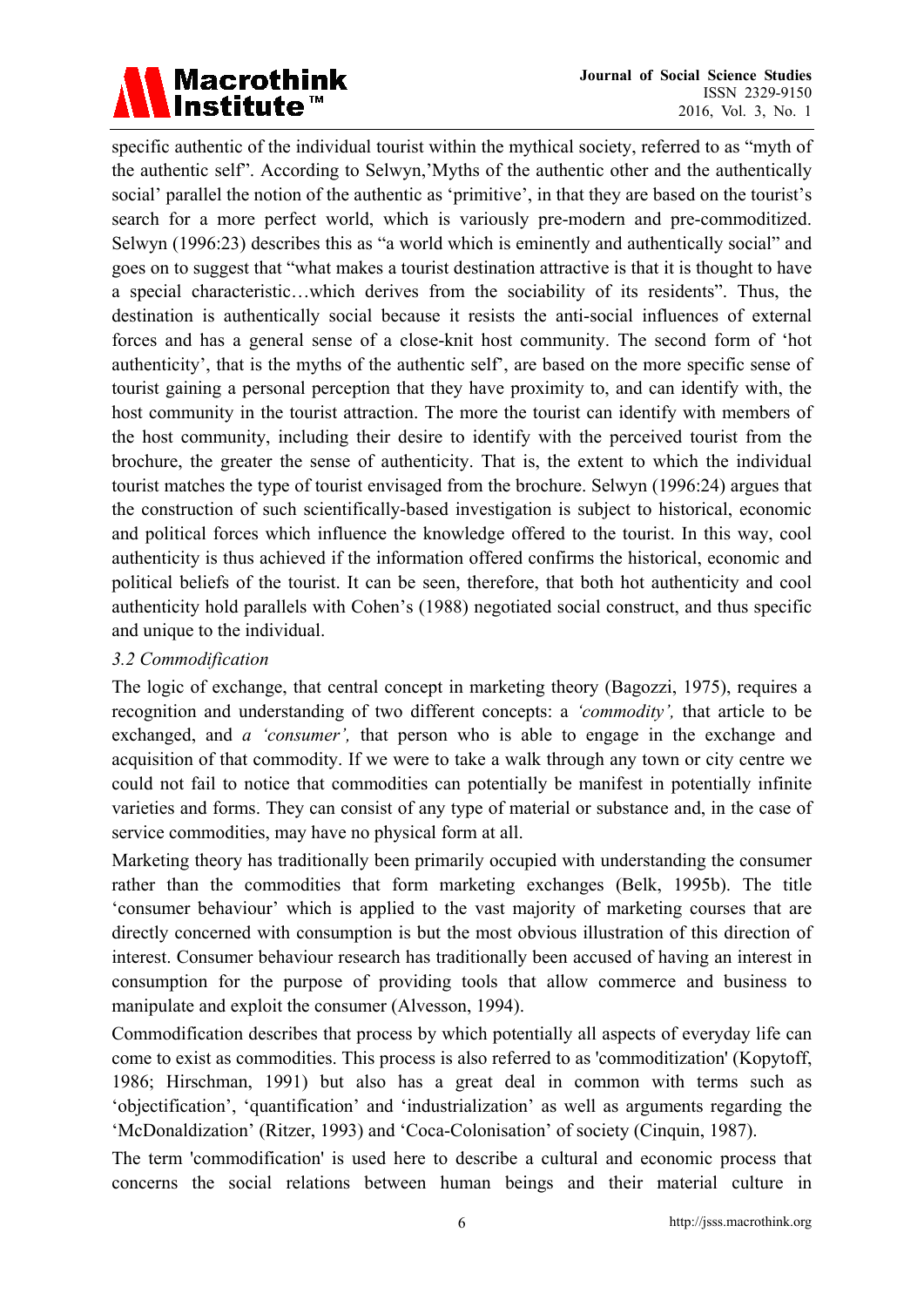specific authentic of the individual tourist within the mythical society, referred to as "myth of the authentic self". According to Selwyn,'Myths of the authentic other and the authentically social' parallel the notion of the authentic as 'primitive', in that they are based on the tourist's search for a more perfect world, which is variously pre-modern and pre-commoditized. Selwyn (1996:23) describes this as "a world which is eminently and authentically social" and goes on to suggest that "what makes a tourist destination attractive is that it is thought to have a special characteristic…which derives from the sociability of its residents". Thus, the destination is authentically social because it resists the anti-social influences of external forces and has a general sense of a close-knit host community. The second form of 'hot authenticity', that is the myths of the authentic self', are based on the more specific sense of tourist gaining a personal perception that they have proximity to, and can identify with, the host community in the tourist attraction. The more the tourist can identify with members of the host community, including their desire to identify with the perceived tourist from the brochure, the greater the sense of authenticity. That is, the extent to which the individual tourist matches the type of tourist envisaged from the brochure. Selwyn (1996:24) argues that the construction of such scientifically-based investigation is subject to historical, economic and political forces which influence the knowledge offered to the tourist. In this way, cool authenticity is thus achieved if the information offered confirms the historical, economic and political beliefs of the tourist. It can be seen, therefore, that both hot authenticity and cool authenticity hold parallels with Cohen's (1988) negotiated social construct, and thus specific and unique to the individual.

### *3.2 Commodification*

The logic of exchange, that central concept in marketing theory (Bagozzi, 1975), requires a recognition and understanding of two different concepts: a *'commodity',* that article to be exchanged, and *a 'consumer',* that person who is able to engage in the exchange and acquisition of that commodity. If we were to take a walk through any town or city centre we could not fail to notice that commodities can potentially be manifest in potentially infinite varieties and forms. They can consist of any type of material or substance and, in the case of service commodities, may have no physical form at all.

Marketing theory has traditionally been primarily occupied with understanding the consumer rather than the commodities that form marketing exchanges (Belk, 1995b). The title 'consumer behaviour' which is applied to the vast majority of marketing courses that are directly concerned with consumption is but the most obvious illustration of this direction of interest. Consumer behaviour research has traditionally been accused of having an interest in consumption for the purpose of providing tools that allow commerce and business to manipulate and exploit the consumer (Alvesson, 1994).

Commodification describes that process by which potentially all aspects of everyday life can come to exist as commodities. This process is also referred to as 'commoditization' (Kopytoff, 1986; Hirschman, 1991) but also has a great deal in common with terms such as 'objectification', 'quantification' and 'industrialization' as well as arguments regarding the 'McDonaldization' (Ritzer, 1993) and 'Coca-Colonisation' of society (Cinquin, 1987).

The term 'commodification' is used here to describe a cultural and economic process that concerns the social relations between human beings and their material culture in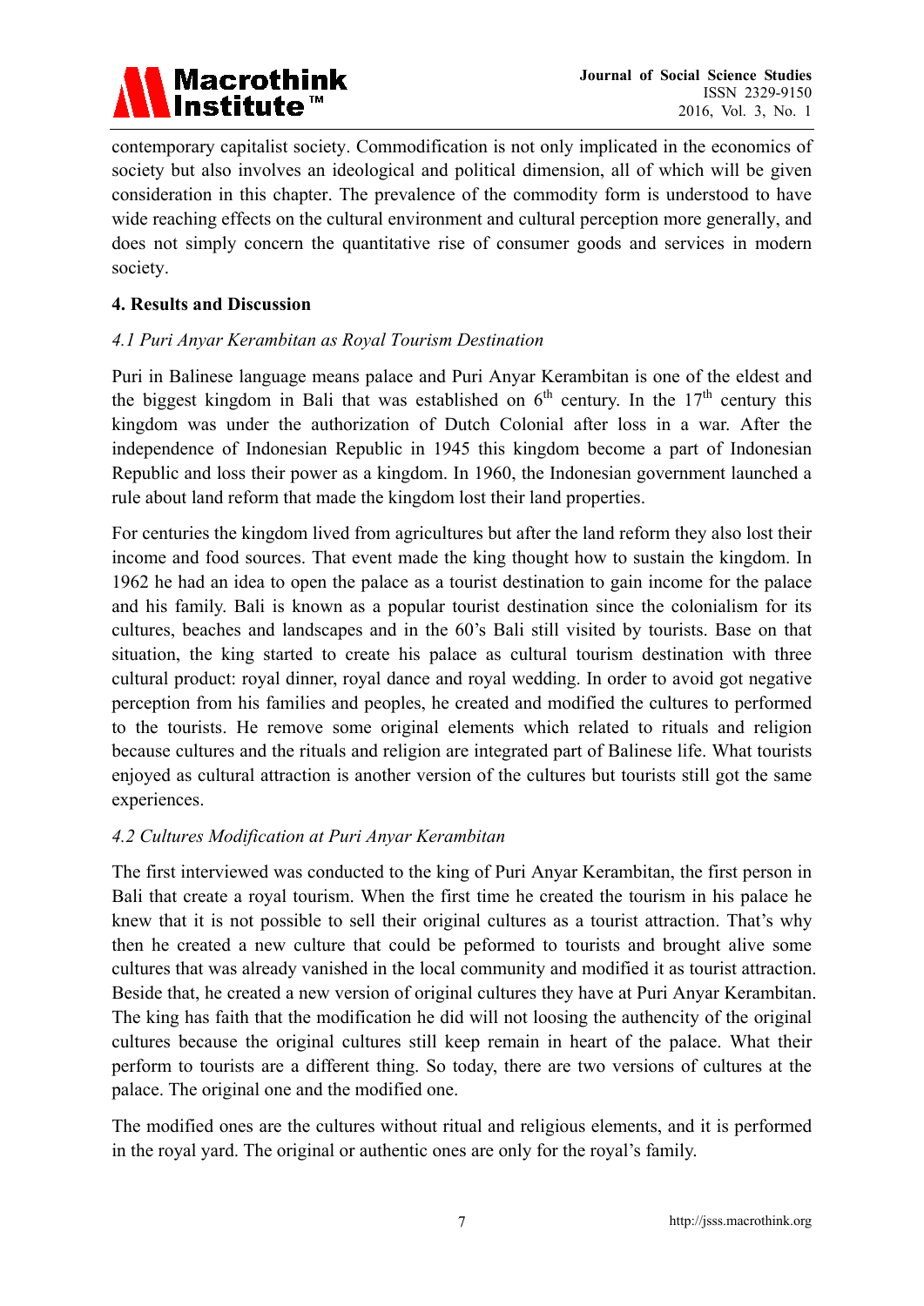contemporary capitalist society. Commodification is not only implicated in the economics of society but also involves an ideological and political dimension, all of which will be given consideration in this chapter. The prevalence of the commodity form is understood to have wide reaching effects on the cultural environment and cultural perception more generally, and does not simply concern the quantitative rise of consumer goods and services in modern society.

## 4. Results and Discussion

### *4.1 Puri Anyar Kerambitan as Royal Tourism Destination*

Puri in Balinese language means palace and Puri Anyar Kerambitan is one of the eldest and the biggest kingdom in Bali that was established on 6th century. In the 17th century this kingdom was under the authorization of Dutch Colonial after loss in a war. After the independence of Indonesian Republic in 1945 this kingdom become a part of Indonesian Republic and loss their power as a kingdom. In 1960, the Indonesian government launched a rule about land reform that made the kingdom lost their land properties.

For centuries the kingdom lived from agricultures but after the land reform they also lost their income and food sources. That event made the king thought how to sustain the kingdom. In 1962 he had an idea to open the palace as a tourist destination to gain income for the palace and his family. Bali is known as a popular tourist destination since the colonialism for its cultures, beaches and landscapes and in the 60's Bali still visited by tourists. Base on that situation, the king started to create his palace as cultural tourism destination with three cultural product: royal dinner, royal dance and royal wedding. In order to avoid got negative perception from his families and peoples, he created and modified the cultures to performed to the tourists. He remove some original elements which related to rituals and religion because cultures and the rituals and religion are integrated part of Balinese life. What tourists enjoyed as cultural attraction is another version of the cultures but tourists still got the same experiences.

### *4.2 Cultures Modification at Puri Anyar Kerambitan*

The first interviewed was conducted to the king of Puri Anyar Kerambitan, the first person in Bali that create a royal tourism. When the first time he created the tourism in his palace he knew that it is not possible to sell their original cultures as a tourist attraction. That's why then he created a new culture that could be peformed to tourists and brought alive some cultures that was already vanished in the local community and modified it as tourist attraction. Beside that, he created a new version of original cultures they have at Puri Anyar Kerambitan. The king has faith that the modification he did will not loosing the authencity of the original cultures because the original cultures still keep remain in heart of the palace. What their perform to tourists are a different thing. So today, there are two versions of cultures at the palace. The original one and the modified one.

The modified ones are the cultures without ritual and religious elements, and it is performed in the royal yard. The original or authentic ones are only for the royal's family.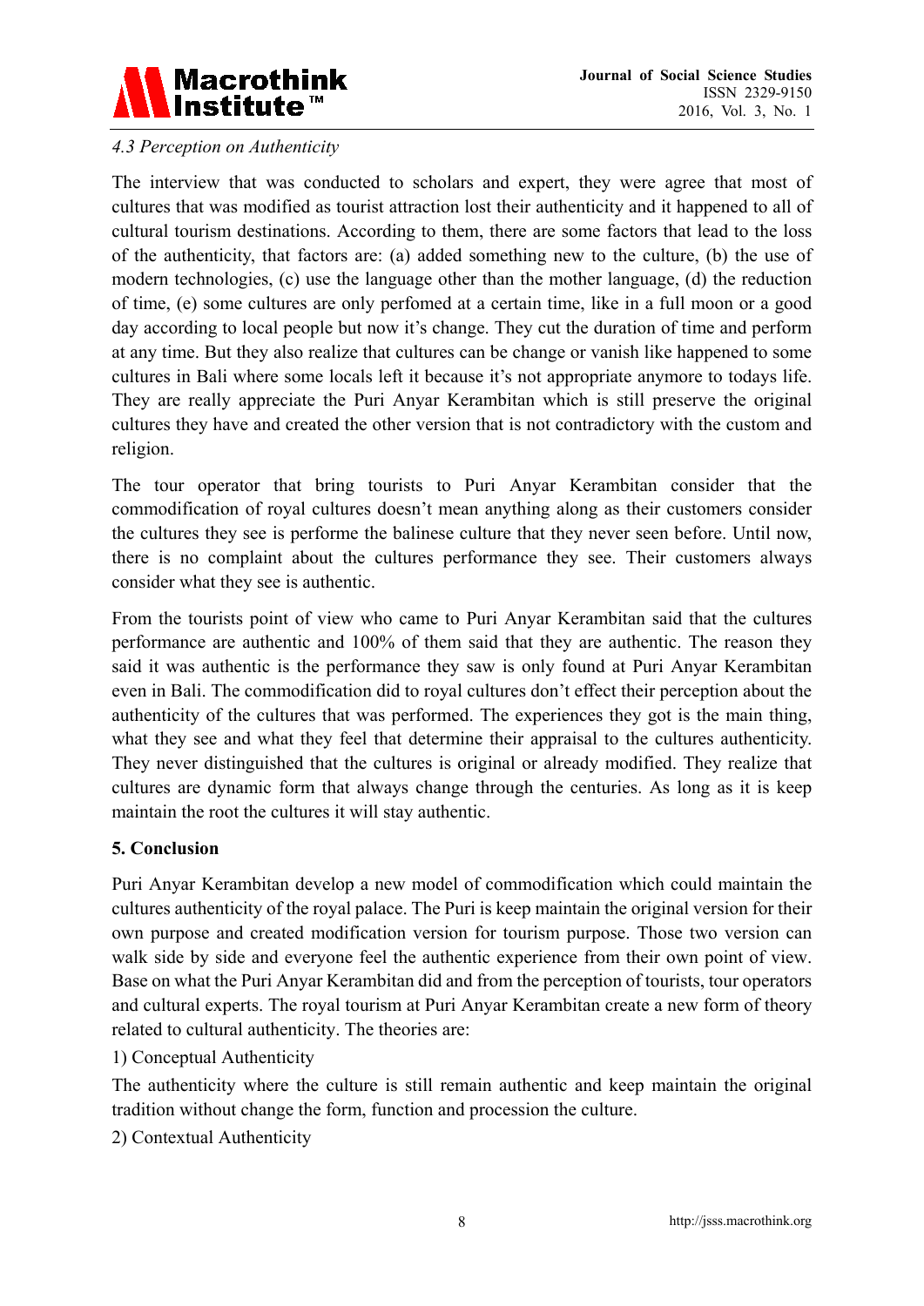*4.3 Perception on Authenticity*

The interview that was conducted to scholars and expert, they were agree that most of cultures that was modified as tourist attraction lost their authenticity and it happened to all of cultural tourism destinations. According to them, there are some factors that lead to the loss of the authenticity, that factors are: (a) added something new to the culture, (b) the use of modern technologies, (c) use the language other than the mother language, (d) the reduction of time, (e) some cultures are only perfomed at a certain time, like in a full moon or a good day according to local people but now it's change. They cut the duration of time and perform at any time. But they also realize that cultures can be change or vanish like happened to some cultures in Bali where some locals left it because it's not appropriate anymore to todays life. They are really appreciate the Puri Anyar Kerambitan which is still preserve the original cultures they have and created the other version that is not contradictory with the custom and religion.

The tour operator that bring tourists to Puri Anyar Kerambitan consider that the commodification of royal cultures doesn't mean anything along as their customers consider the cultures they see is performe the balinese culture that they never seen before. Until now, there is no complaint about the cultures performance they see. Their customers always consider what they see is authentic.

From the tourists point of view who came to Puri Anyar Kerambitan said that the cultures performance are authentic and 100% of them said that they are authentic. The reason they said it was authentic is the performance they saw is only found at Puri Anyar Kerambitan even in Bali. The commodification did to royal cultures don't effect their perception about the authenticity of the cultures that was performed. The experiences they got is the main thing, what they see and what they feel that determine their appraisal to the cultures authenticity. They never distinguished that the cultures is original or already modified. They realize that cultures are dynamic form that always change through the centuries. As long as it is keep maintain the root the cultures it will stay authentic.

## 5. Conclusion

Puri Anyar Kerambitan develop a new model of commodification which could maintain the cultures authenticity of the royal palace. The Puri is keep maintain the original version for their own purpose and created modification version for tourism purpose. Those two version can walk side by side and everyone feel the authentic experience from their own point of view. Base on what the Puri Anyar Kerambitan did and from the perception of tourists, tour operators and cultural experts. The royal tourism at Puri Anyar Kerambitan create a new form of theory related to cultural authenticity. The theories are:

1) Conceptual Authenticity

The authenticity where the culture is still remain authentic and keep maintain the original tradition without change the form, function and procession the culture.

2) Contextual Authenticity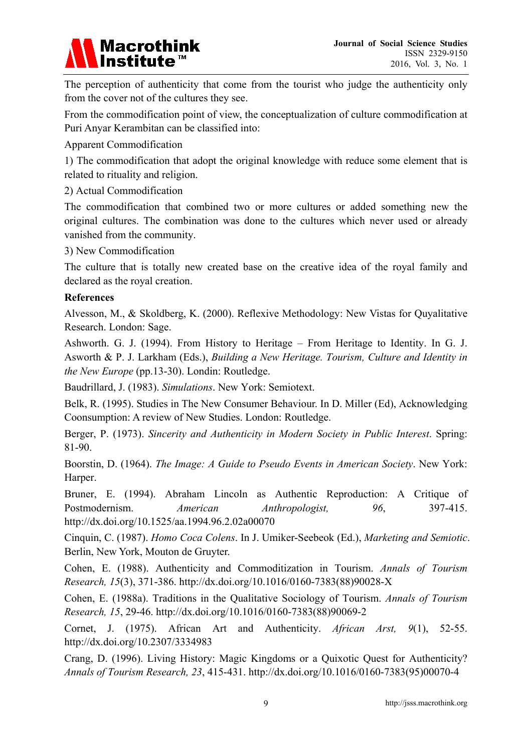The perception of authenticity that come from the tourist who judge the authenticity only from the cover not of the cultures they see.

From the commodification point of view, the conceptualization of culture commodification at Puri Anyar Kerambitan can be classified into:

Apparent Commodification

1) The commodification that adopt the original knowledge with reduce some element that is related to rituality and religion.

2) Actual Commodification

The commodification that combined two or more cultures or added something new the original cultures. The combination was done to the cultures which never used or already vanished from the community.

3) New Commodification

The culture that is totally new created base on the creative idea of the royal family and declared as the royal creation.

**References**

Alvesson, M., & Skoldberg, K. (2000). Reflexive Methodology: New Vistas for Quyalitative Research. London: Sage.

Ashworth. G. J. (1994). From History to Heritage – From Heritage to Identity. In G. J. Asworth & P. J. Larkham (Eds.), *Building a New Heritage. Tourism, Culture and Identity in the New Europe* (pp.13-30). Londin: Routledge.

Baudrillard, J. (1983). *Simulations*. New York: Semiotext.

Belk, R. (1995). Studies in The New Consumer Behaviour. In D. Miller (Ed), Acknowledging Coonsumption: A review of New Studies. London: Routledge.

Berger, P. (1973). *Sincerity and Authenticity in Modern Society in Public Interest*. Spring: 81-90.

Boorstin, D. (1964). *The Image: A Guide to Pseudo Events in American Society*. New York: Harper.

Bruner, E. (1994). Abraham Lincoln as Authentic Reproduction: A Critique of Postmodernism. *American Anthropologist, 96*, 397-415. http://dx.doi.org/10.1525/aa.1994.96.2.02a00070

Cinquin, C. (1987). *Homo Coca Colens*. In J. Umiker-Seebeok (Ed.), *Marketing and Semiotic*. Berlin, New York, Mouton de Gruyter.

Cohen, E. (1988). Authenticity and Commoditization in Tourism. *Annals of Tourism Research, 15*(3), 371-386. http://dx.doi.org/10.1016/0160-7383(88)90028-X

Cohen, E. (1988a). Traditions in the Qualitative Sociology of Tourism. *Annals of Tourism Research, 15*, 29-46. http://dx.doi.org/10.1016/0160-7383(88)90069-2

Cornet, J. (1975). African Art and Authenticity. *African Arst, 9*(1), 52-55. http://dx.doi.org/10.2307/3334983

Crang, D. (1996). Living History: Magic Kingdoms or a Quixotic Quest for Authenticity? *Annals of Tourism Research, 23*, 415-431. http://dx.doi.org/10.1016/0160-7383(95)00070-4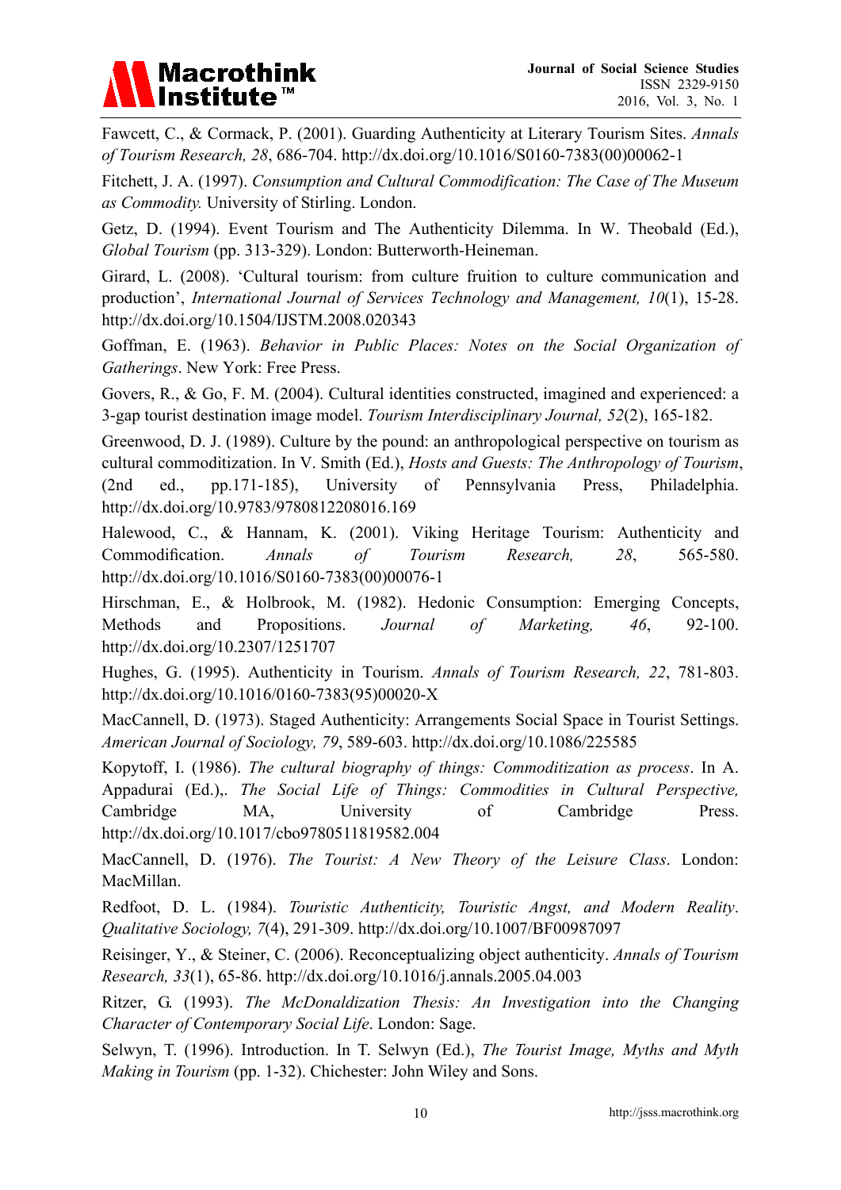Fawcett, C., & Cormack, P. (2001). Guarding Authenticity at Literary Tourism Sites. *Annals of Tourism Research, 28*, 686-704. http://dx.doi.org/10.1016/S0160-7383(00)00062-1

Fitchett, J. A. (1997). *Consumption and Cultural Commodification: The Case of The Museum as Commodity.* University of Stirling. London.

Getz, D. (1994). Event Tourism and The Authenticity Dilemma. In W. Theobald (Ed.), *Global Tourism* (pp. 313-329). London: Butterworth-Heineman.

Girard, L. (2008). 'Cultural tourism: from culture fruition to culture communication and production', *International Journal of Services Technology and Management, 10*(1), 15-28. http://dx.doi.org/10.1504/IJSTM.2008.020343

Goffman, E. (1963). *Behavior in Public Places: Notes on the Social Organization of Gatherings*. New York: Free Press.

Govers, R., & Go, F. M. (2004). Cultural identities constructed, imagined and experienced: a 3-gap tourist destination image model. *Tourism Interdisciplinary Journal, 52*(2), 165-182.

Greenwood, D. J. (1989). Culture by the pound: an anthropological perspective on tourism as cultural commoditization. In V. Smith (Ed.), *Hosts and Guests: The Anthropology of Tourism*, (2nd ed., pp.171-185), University of Pennsylvania Press, Philadelphia. http://dx.doi.org/10.9783/9780812208016.169

Halewood, C., & Hannam, K. (2001). Viking Heritage Tourism: Authenticity and Commodification. *Annals of Tourism Research, 28*, 565-580. http://dx.doi.org/10.1016/S0160-7383(00)00076-1

Hirschman, E., & Holbrook, M. (1982). Hedonic Consumption: Emerging Concepts, Methods and Propositions. *Journal of Marketing, 46*, 92-100. http://dx.doi.org/10.2307/1251707

Hughes, G. (1995). Authenticity in Tourism. *Annals of Tourism Research, 22*, 781-803. http://dx.doi.org/10.1016/0160-7383(95)00020-X

MacCannell, D. (1973). Staged Authenticity: Arrangements Social Space in Tourist Settings. *American Journal of Sociology, 79*, 589-603. http://dx.doi.org/10.1086/225585

Kopytoff, I. (1986). *The cultural biography of things: Commoditization as process*. In A. Appadurai (Ed.),. *The Social Life of Things: Commodities in Cultural Perspective,* Cambridge MA, University of Cambridge Press. http://dx.doi.org/10.1017/cbo9780511819582.004

MacCannell, D. (1976). *The Tourist: A New Theory of the Leisure Class*. London: MacMillan.

Redfoot, D. L. (1984). *Touristic Authenticity, Touristic Angst, and Modern Reality*. *Qualitative Sociology, 7*(4), 291-309. http://dx.doi.org/10.1007/BF00987097

Reisinger, Y., & Steiner, C. (2006). Reconceptualizing object authenticity. *Annals of Tourism Research, 33*(1), 65-86. http://dx.doi.org/10.1016/j.annals.2005.04.003

Ritzer, G. (1993). *The McDonaldization Thesis: An Investigation into the Changing Character of Contemporary Social Life*. London: Sage.

Selwyn, T. (1996). Introduction. In T. Selwyn (Ed.), *The Tourist Image, Myths and Myth Making in Tourism* (pp. 1-32). Chichester: John Wiley and Sons.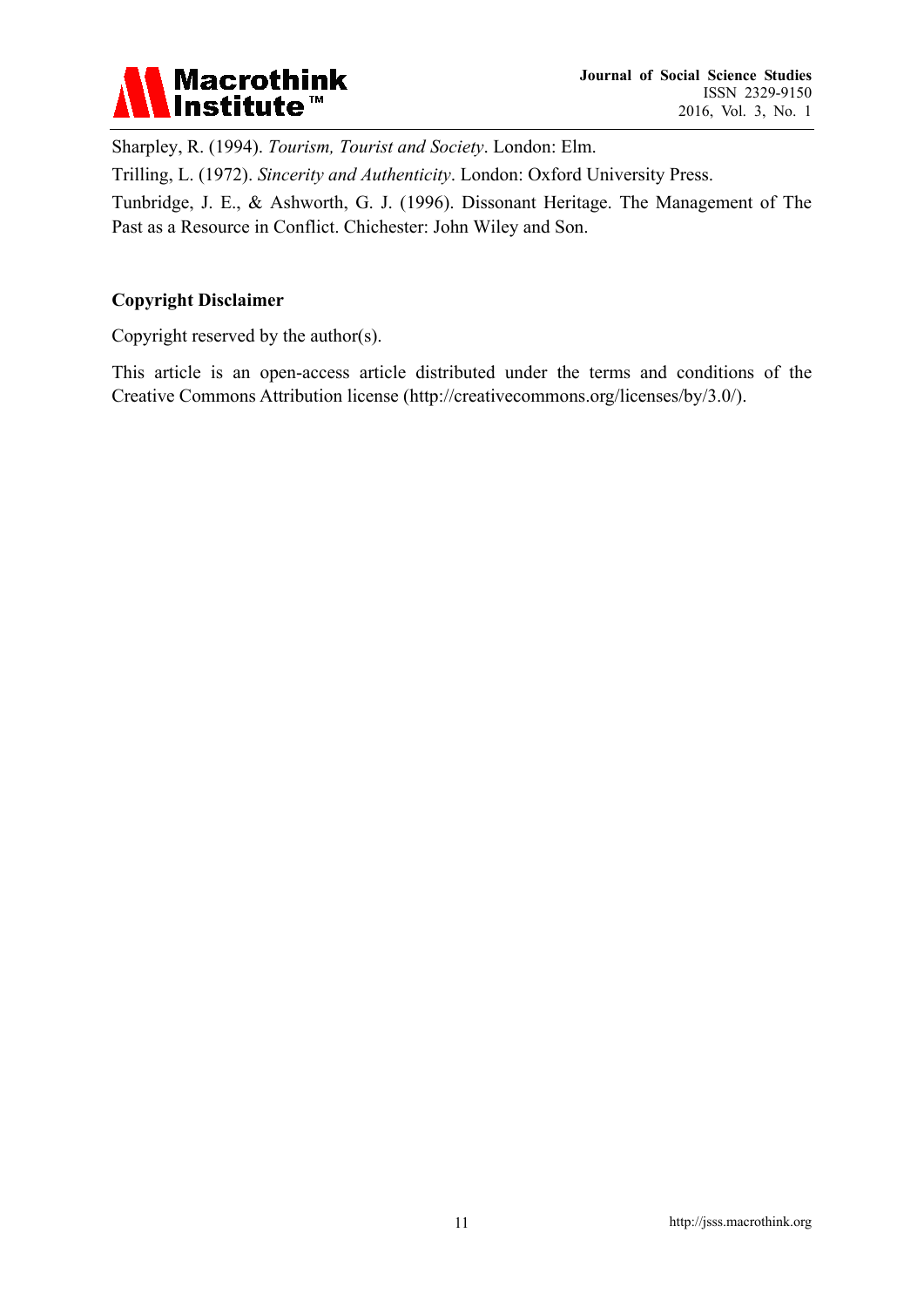Sharpley, R. (1994). *Tourism, Tourist and Society*. London: Elm.

Trilling, L. (1972). *Sincerity and Authenticity*. London: Oxford University Press.

Tunbridge, J. E., & Ashworth, G. J. (1996). Dissonant Heritage. The Management of The Past as a Resource in Conflict. Chichester: John Wiley and Son.

**Copyright Disclaimer**

Copyright reserved by the author(s).

This article is an open-access article distributed under the terms and conditions of the Creative Commons Attribution license (http://creativecommons.org/licenses/by/3.0/).